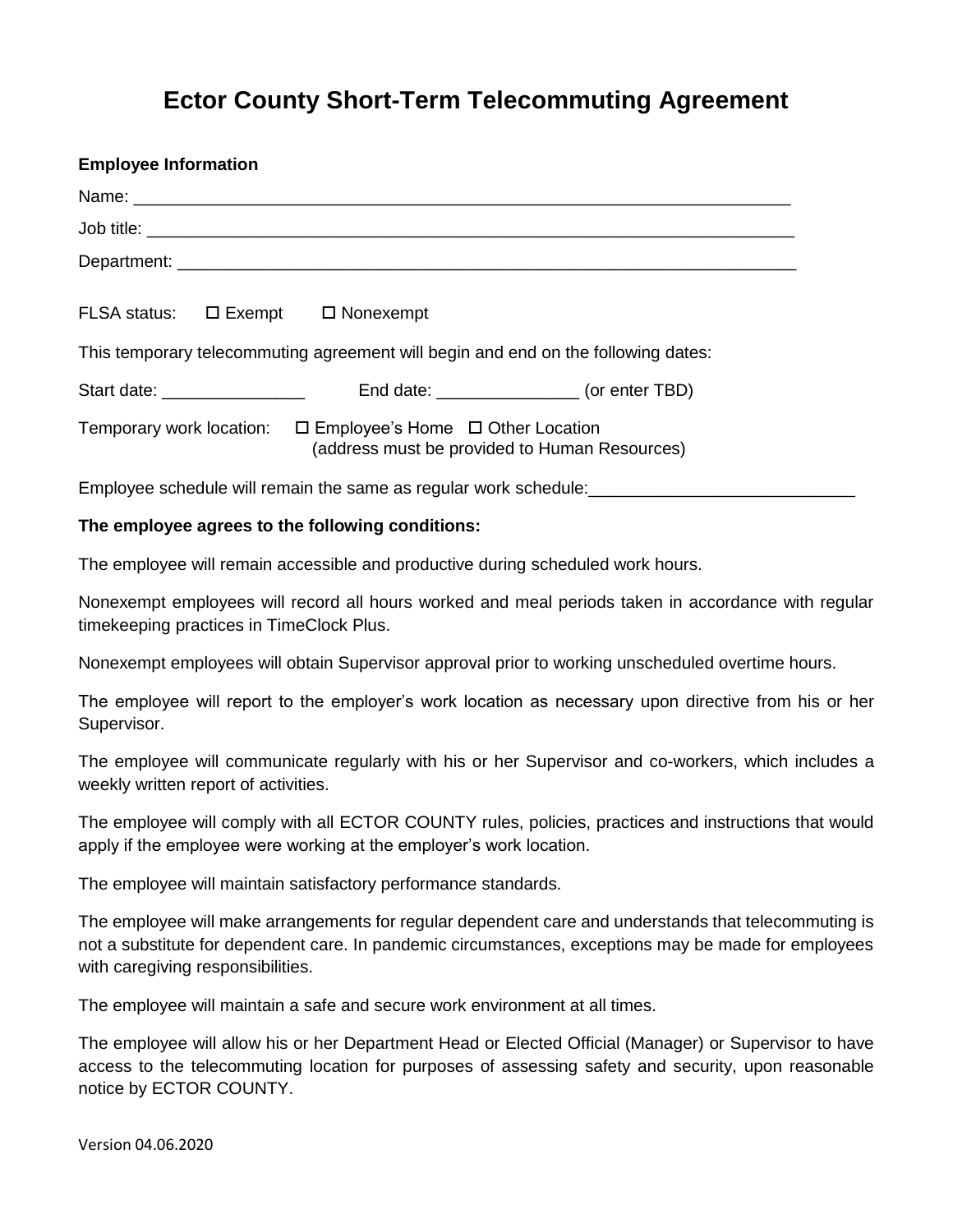# Ector County Short-Term Telecommuting Agreement

**Employee Information**

Name: ______________________________________________________________________

Job title: ____________________________________________________________________

Department: __________________________________________________________________

FLSA status: ☐ Exempt ☐ Nonexempt

This temporary telecommuting agreement will begin and end on the following dates:

Start date: _______________ End date: _______________ (or enter TBD)

Temporary work location: ☐ Employee's Home ☐ Other Location (address must be provided to Human Resources)

Employee schedule will remain the same as regular work schedule:___________________________

**The employee agrees to the following conditions:**

The employee will remain accessible and productive during scheduled work hours.

Nonexempt employees will record all hours worked and meal periods taken in accordance with regular timekeeping practices in TimeClock Plus.

Nonexempt employees will obtain Supervisor approval prior to working unscheduled overtime hours.

The employee will report to the employer's work location as necessary upon directive from his or her Supervisor.

The employee will communicate regularly with his or her Supervisor and co-workers, which includes a weekly written report of activities.

The employee will comply with all ECTOR COUNTY rules, policies, practices and instructions that would apply if the employee were working at the employer's work location.

The employee will maintain satisfactory performance standards.

The employee will make arrangements for regular dependent care and understands that telecommuting is not a substitute for dependent care. In pandemic circumstances, exceptions may be made for employees with caregiving responsibilities.

The employee will maintain a safe and secure work environment at all times.

The employee will allow his or her Department Head or Elected Official (Manager) or Supervisor to have access to the telecommuting location for purposes of assessing safety and security, upon reasonable notice by ECTOR COUNTY.

Version 04.06.2020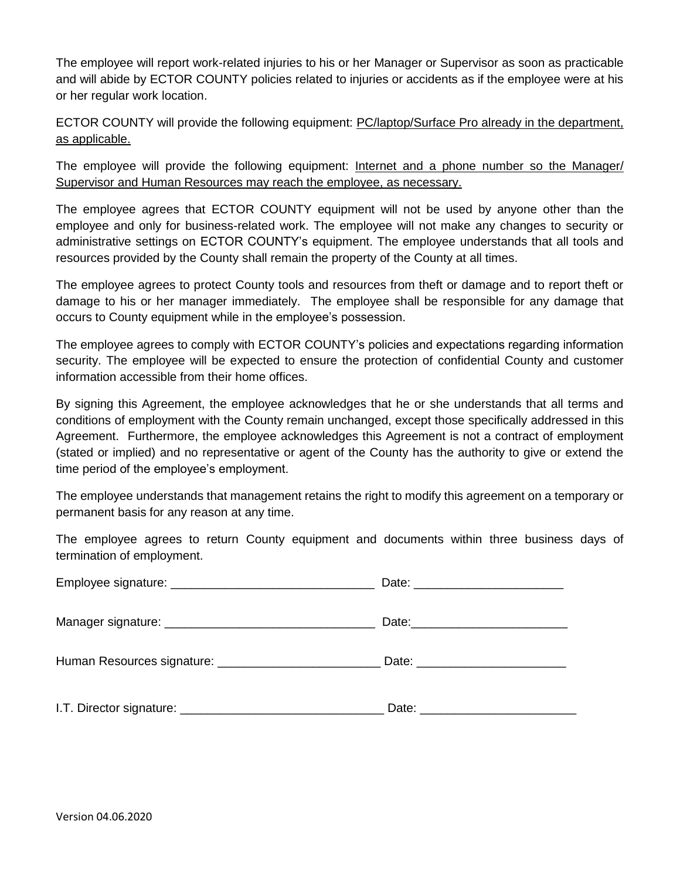The employee will report work-related injuries to his or her Manager or Supervisor as soon as practicable and will abide by ECTOR COUNTY policies related to injuries or accidents as if the employee were at his or her regular work location.

ECTOR COUNTY will provide the following equipment: <u>PC/laptop/Surface Pro already in the department, as applicable.</u>

The employee will provide the following equipment: <u>Internet and a phone number so the Manager/ Supervisor and Human Resources may reach the employee, as necessary.</u>

The employee agrees that ECTOR COUNTY equipment will not be used by anyone other than the employee and only for business-related work. The employee will not make any changes to security or administrative settings on ECTOR COUNTY's equipment. The employee understands that all tools and resources provided by the County shall remain the property of the County at all times.

The employee agrees to protect County tools and resources from theft or damage and to report theft or damage to his or her manager immediately. The employee shall be responsible for any damage that occurs to County equipment while in the employee's possession.

The employee agrees to comply with ECTOR COUNTY's policies and expectations regarding information security. The employee will be expected to ensure the protection of confidential County and customer information accessible from their home offices.

By signing this Agreement, the employee acknowledges that he or she understands that all terms and conditions of employment with the County remain unchanged, except those specifically addressed in this Agreement. Furthermore, the employee acknowledges this Agreement is not a contract of employment (stated or implied) and no representative or agent of the County has the authority to give or extend the time period of the employee's employment.

The employee understands that management retains the right to modify this agreement on a temporary or permanent basis for any reason at any time.

The employee agrees to return County equipment and documents within three business days of termination of employment.

Employee signature: ______________________________ Date: _____________________

Manager signature: _______________________________ Date:______________________

Human Resources signature: ________________________ Date: _____________________

I.T. Director signature: ______________________________ Date: ______________________

Version 04.06.2020